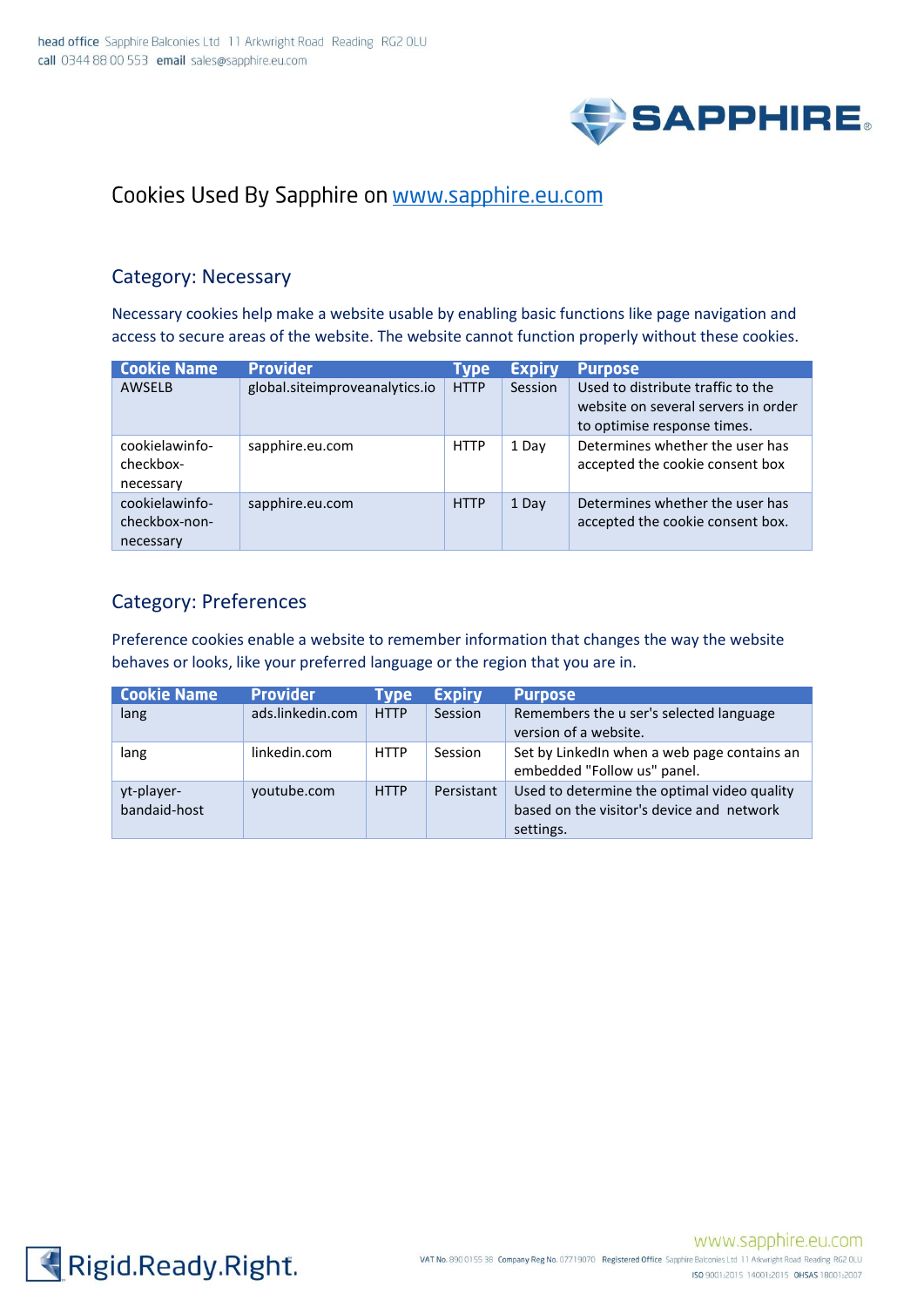# Cookies Used By Sapphire on www.sapphire.eu.com

## Category: Necessary

Necessary cookies help make a website usable by enabling basic functions like page navigation and access to secure areas of the website. The website cannot function properly without these cookies.

| Cookie Name | Provider | Type | Expiry | Purpose |
|---|---|---|---|---|
| AWSELB | global.siteimproveanalytics.io | HTTP | Session | Used to distribute traffic to the website on several servers in order to optimise response times. |
| cookielawinfo-checkbox-necessary | sapphire.eu.com | HTTP | 1 Day | Determines whether the user has accepted the cookie consent box |
| cookielawinfo-checkbox-non-necessary | sapphire.eu.com | HTTP | 1 Day | Determines whether the user has accepted the cookie consent box. |

## Category: Preferences

Preference cookies enable a website to remember information that changes the way the website behaves or looks, like your preferred language or the region that you are in.

| Cookie Name | Provider | Type | Expiry | Purpose |
|---|---|---|---|---|
| lang | ads.linkedin.com | HTTP | Session | Remembers the u ser's selected language version of a website. |
| lang | linkedin.com | HTTP | Session | Set by LinkedIn when a web page contains an embedded "Follow us" panel. |
| yt-player-bandaid-host | youtube.com | HTTP | Persistant | Used to determine the optimal video quality based on the visitor's device and network settings. |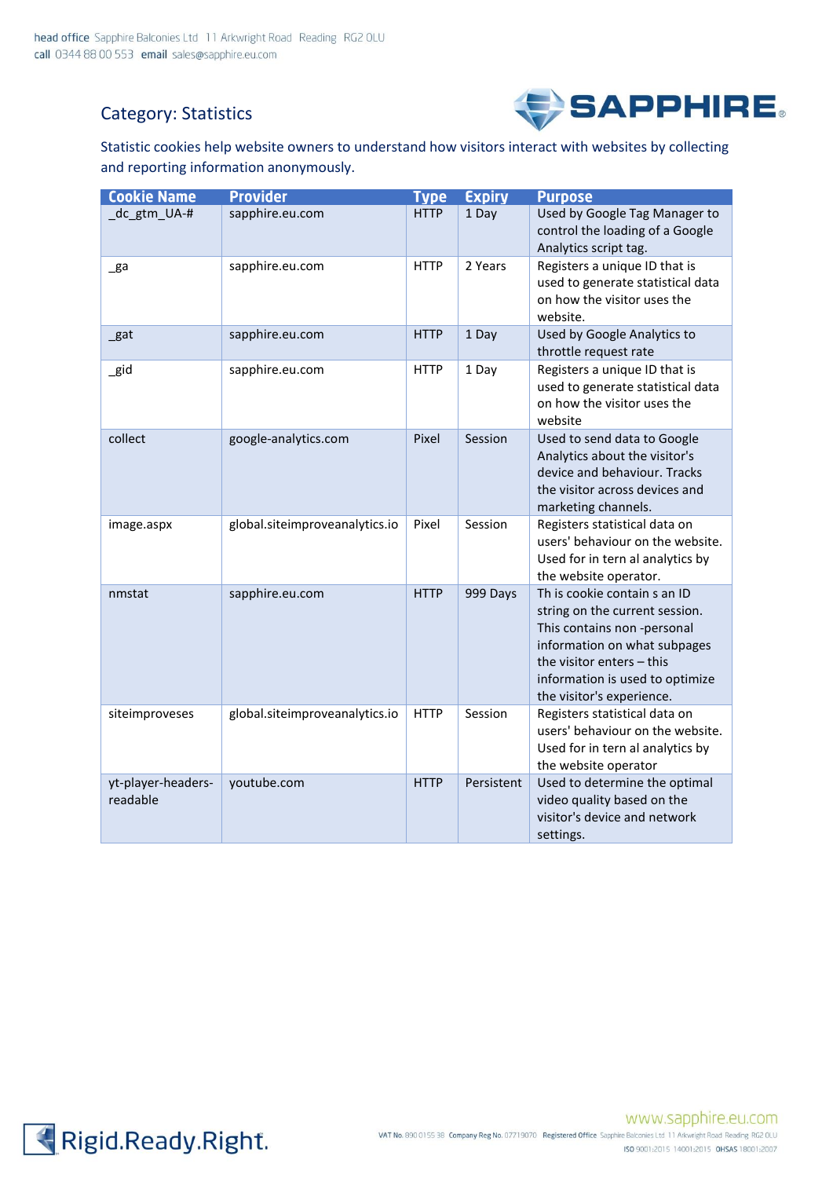## Category: Statistics

Statistic cookies help website owners to understand how visitors interact with websites by collecting and reporting information anonymously.

| Cookie Name | Provider | Type | Expiry | Purpose |
|---|---|---|---|---|
| _dc_gtm_UA-# | sapphire.eu.com | HTTP | 1 Day | Used by Google Tag Manager to control the loading of a Google Analytics script tag. |
| _ga | sapphire.eu.com | HTTP | 2 Years | Registers a unique ID that is used to generate statistical data on how the visitor uses the website. |
| _gat | sapphire.eu.com | HTTP | 1 Day | Used by Google Analytics to throttle request rate |
| _gid | sapphire.eu.com | HTTP | 1 Day | Registers a unique ID that is used to generate statistical data on how the visitor uses the website |
| collect | google-analytics.com | Pixel | Session | Used to send data to Google Analytics about the visitor's device and behaviour. Tracks the visitor across devices and marketing channels. |
| image.aspx | global.siteimproveanalytics.io | Pixel | Session | Registers statistical data on users' behaviour on the website. Used for in tern al analytics by the website operator. |
| nmstat | sapphire.eu.com | HTTP | 999 Days | Th is cookie contain s an ID string on the current session. This contains non -personal information on what subpages the visitor enters – this information is used to optimize the visitor's experience. |
| siteimproveses | global.siteimproveanalytics.io | HTTP | Session | Registers statistical data on users' behaviour on the website. Used for in tern al analytics by the website operator |
| yt-player-headers-readable | youtube.com | HTTP | Persistent | Used to determine the optimal video quality based on the visitor's device and network settings. |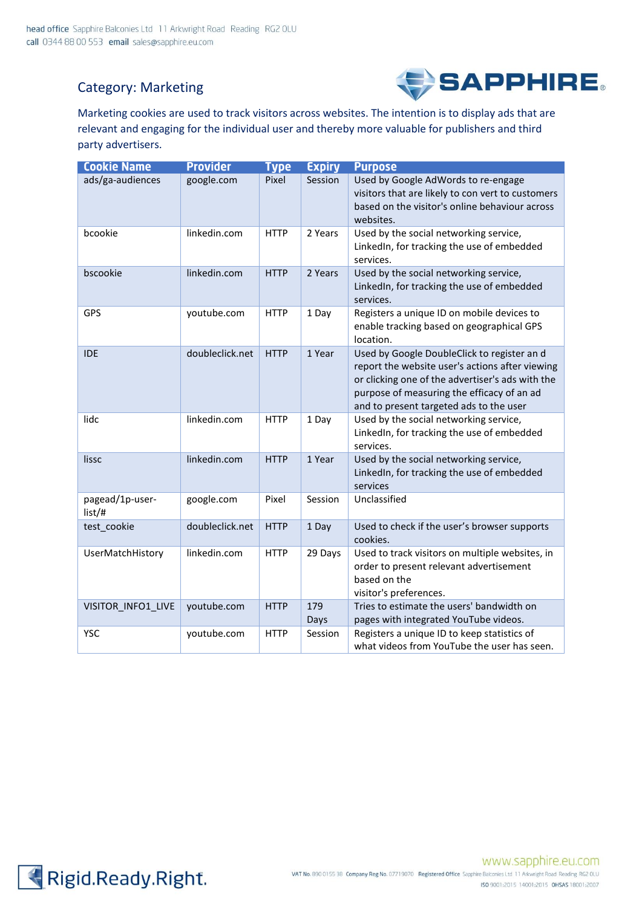## Category: Marketing

Marketing cookies are used to track visitors across websites. The intention is to display ads that are relevant and engaging for the individual user and thereby more valuable for publishers and third party advertisers.

| Cookie Name | Provider | Type | Expiry | Purpose |
|---|---|---|---|---|
| ads/ga-audiences | google.com | Pixel | Session | Used by Google AdWords to re-engage visitors that are likely to con vert to customers based on the visitor's online behaviour across websites. |
| bcookie | linkedin.com | HTTP | 2 Years | Used by the social networking service, LinkedIn, for tracking the use of embedded services. |
| bscookie | linkedin.com | HTTP | 2 Years | Used by the social networking service, LinkedIn, for tracking the use of embedded services. |
| GPS | youtube.com | HTTP | 1 Day | Registers a unique ID on mobile devices to enable tracking based on geographical GPS location. |
| IDE | doubleclick.net | HTTP | 1 Year | Used by Google DoubleClick to register an d report the website user's actions after viewing or clicking one of the advertiser's ads with the purpose of measuring the efficacy of an ad and to present targeted ads to the user |
| lidc | linkedin.com | HTTP | 1 Day | Used by the social networking service, LinkedIn, for tracking the use of embedded services. |
| lissc | linkedin.com | HTTP | 1 Year | Used by the social networking service, LinkedIn, for tracking the use of embedded services |
| pagead/1p-user-list/# | google.com | Pixel | Session | Unclassified |
| test_cookie | doubleclick.net | HTTP | 1 Day | Used to check if the user's browser supports cookies. |
| UserMatchHistory | linkedin.com | HTTP | 29 Days | Used to track visitors on multiple websites, in order to present relevant advertisement based on the visitor's preferences. |
| VISITOR_INFO1_LIVE | youtube.com | HTTP | 179 Days | Tries to estimate the users' bandwidth on pages with integrated YouTube videos. |
| YSC | youtube.com | HTTP | Session | Registers a unique ID to keep statistics of what videos from YouTube the user has seen. |